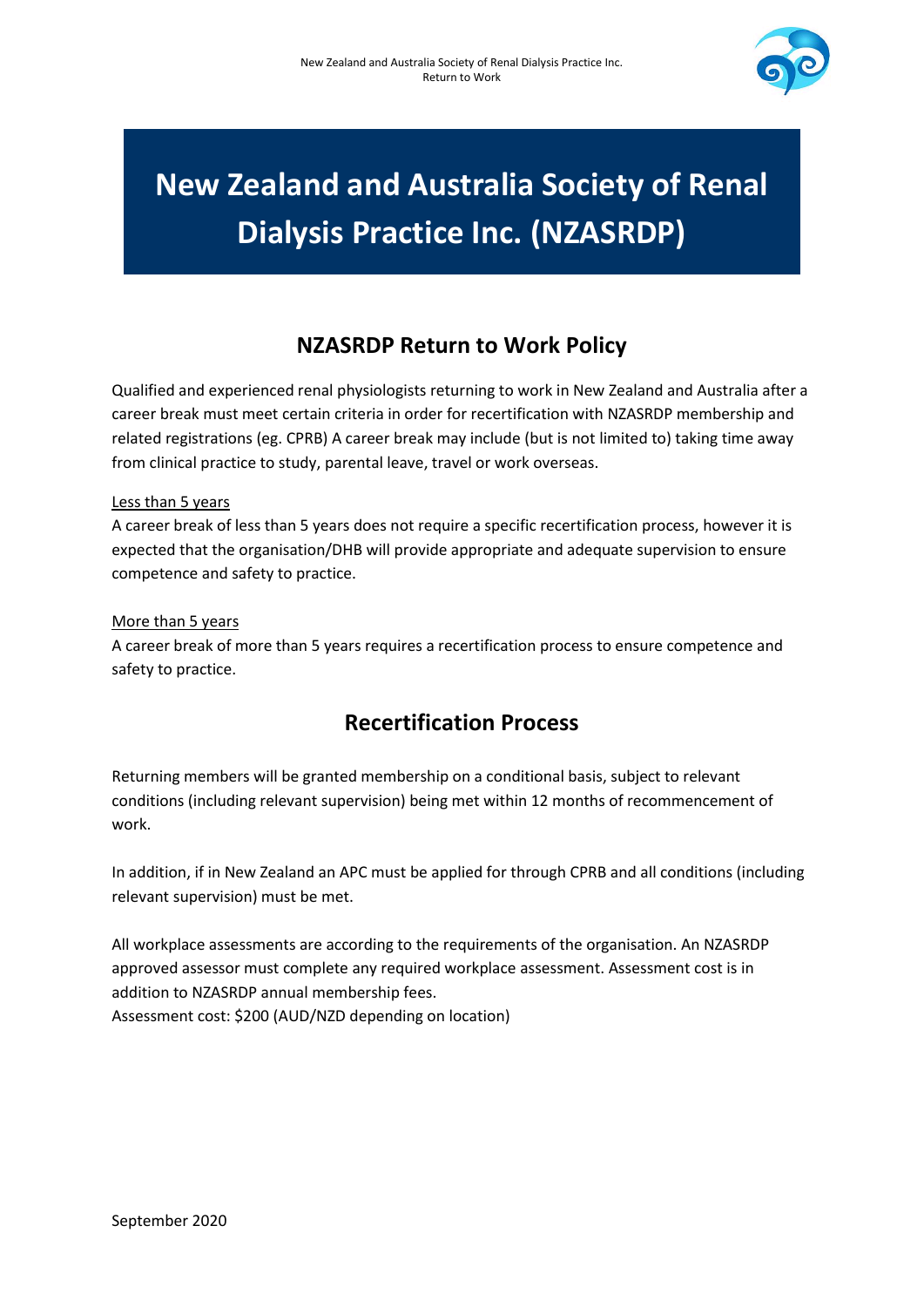# New Zealand and Australia Society of Renal Dialysis Practice Inc. (NZASRDP)

## NZASRDP Return to Work Policy

Qualified and experienced renal physiologists returning to work in New Zealand and Australia after a career break must meet certain criteria in order for recertification with NZASRDP membership and related registrations (eg. CPRB) A career break may include (but is not limited to) taking time away from clinical practice to study, parental leave, travel or work overseas.

Less than 5 years

A career break of less than 5 years does not require a specific recertification process, however it is expected that the organisation/DHB will provide appropriate and adequate supervision to ensure competence and safety to practice.

More than 5 years

A career break of more than 5 years requires a recertification process to ensure competence and safety to practice.

## Recertification Process

Returning members will be granted membership on a conditional basis, subject to relevant conditions (including relevant supervision) being met within 12 months of recommencement of work.

In addition, if in New Zealand an APC must be applied for through CPRB and all conditions (including relevant supervision) must be met.

All workplace assessments are according to the requirements of the organisation. An NZASRDP approved assessor must complete any required workplace assessment. Assessment cost is in addition to NZASRDP annual membership fees.
Assessment cost: $200 (AUD/NZD depending on location)

September 2020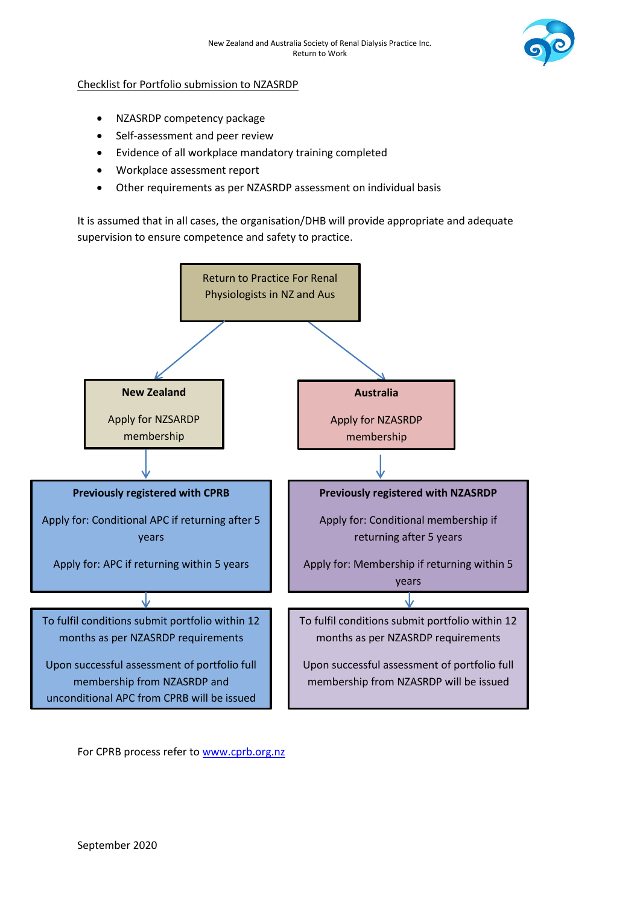Checklist for Portfolio submission to NZASRDP

- NZASRDP competency package
- Self-assessment and peer review
- Evidence of all workplace mandatory training completed
- Workplace assessment report
- Other requirements as per NZASRDP assessment on individual basis

It is assumed that in all cases, the organisation/DHB will provide appropriate and adequate supervision to ensure competence and safety to practice.

Return to Practice For Renal Physiologists in NZ and Aus

**New Zealand**

Apply for NZSARDP membership

**Previously registered with CPRB**

Apply for: Conditional APC if returning after 5 years

Apply for: APC if returning within 5 years

To fulfil conditions submit portfolio within 12 months as per NZASRDP requirements

Upon successful assessment of portfolio full membership from NZASRDP and unconditional APC from CPRB will be issued

**Australia**

Apply for NZASRDP membership

**Previously registered with NZASRDP**

Apply for: Conditional membership if returning after 5 years

Apply for: Membership if returning within 5 years

To fulfil conditions submit portfolio within 12 months as per NZASRDP requirements

Upon successful assessment of portfolio full membership from NZASRDP will be issued

For CPRB process refer to www.cprb.org.nz

September 2020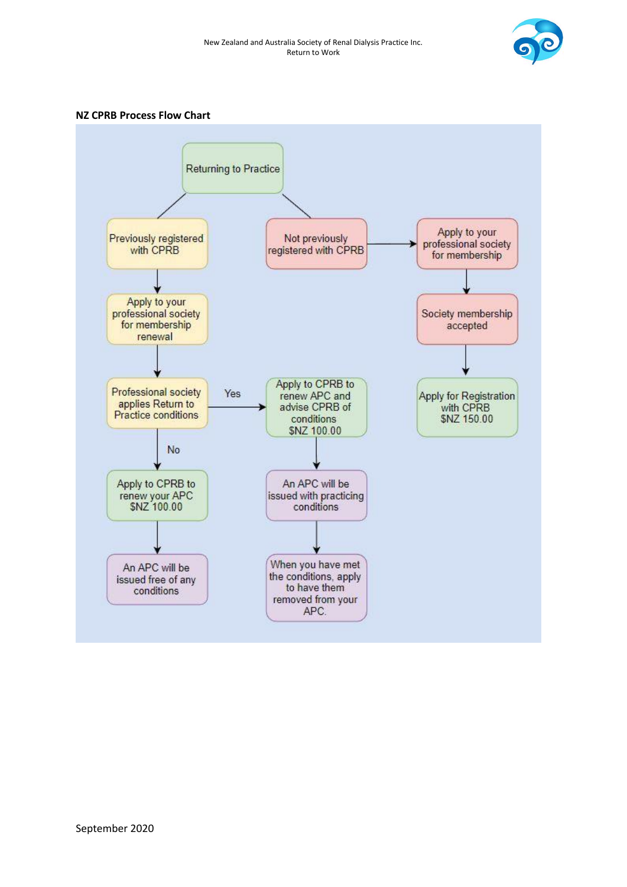**NZ CPRB Process Flow Chart**

Returning to Practice

Previously registered with CPRB

Not previously registered with CPRB

Apply to your professional society for membership

Apply to your professional society for membership renewal

Society membership accepted

Professional society applies Return to Practice conditions

Yes

Apply to CPRB to renew APC and advise CPRB of conditions $NZ 100.00

Apply for Registration with CPRB $NZ 150.00

No

Apply to CPRB to renew your APC $NZ 100.00

An APC will be issued with practicing conditions

An APC will be issued free of any conditions

When you have met the conditions, apply to have them removed from your APC.

September 2020